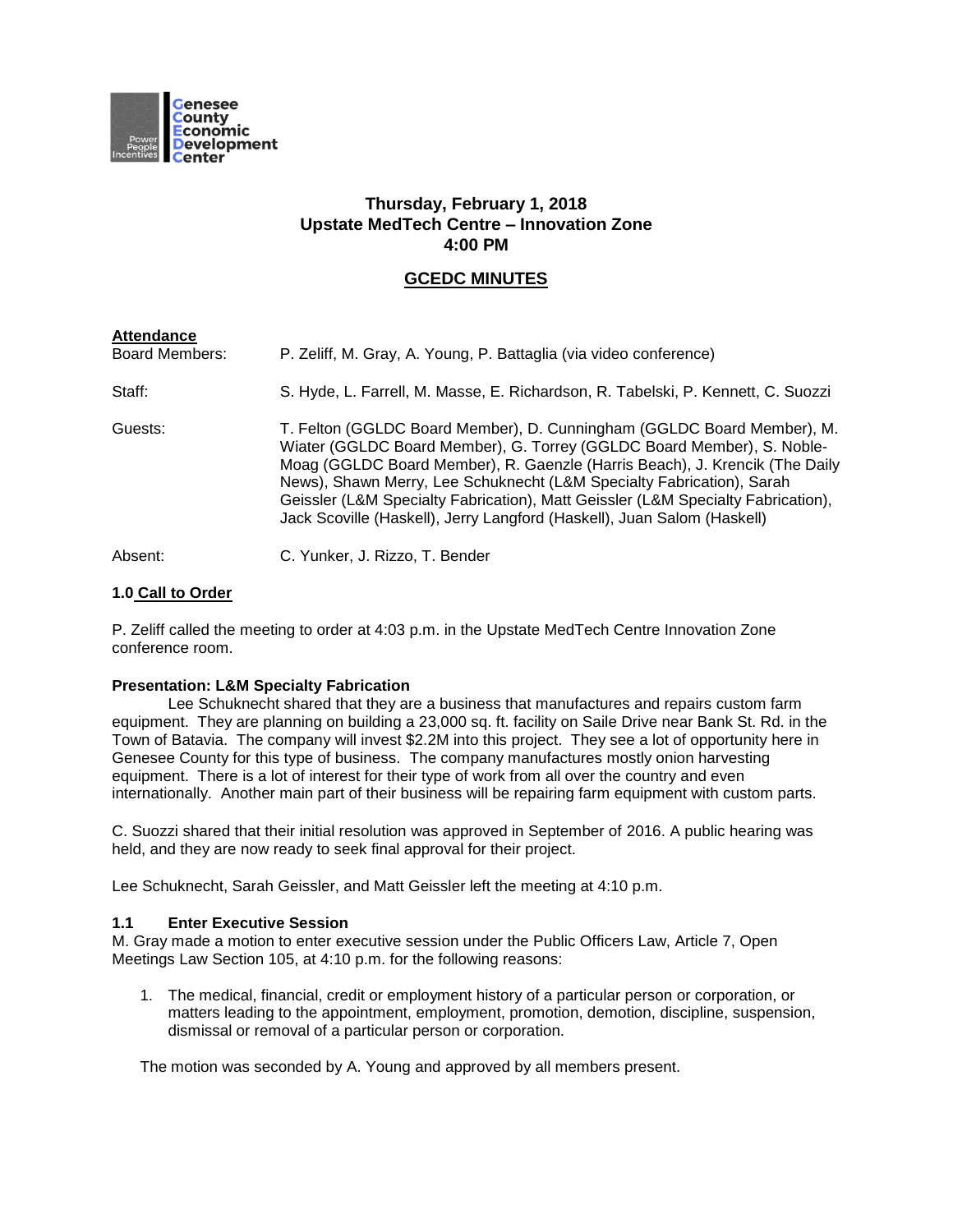Genesee County Economic Development Center

**Thursday, February 1, 2018**
**Upstate MedTech Centre – Innovation Zone**
**4:00 PM**

## GCEDC MINUTES

**Attendance**

| | |
|---|---|
| Board Members: | P. Zeliff, M. Gray, A. Young, P. Battaglia (via video conference) |
| Staff: | S. Hyde, L. Farrell, M. Masse, E. Richardson, R. Tabelski, P. Kennett, C. Suozzi |
| Guests: | T. Felton (GGLDC Board Member), D. Cunningham (GGLDC Board Member), M. Wiater (GGLDC Board Member), G. Torrey (GGLDC Board Member), S. Noble-Moag (GGLDC Board Member), R. Gaenzle (Harris Beach), J. Krencik (The Daily News), Shawn Merry, Lee Schuknecht (L&M Specialty Fabrication), Sarah Geissler (L&M Specialty Fabrication), Matt Geissler (L&M Specialty Fabrication), Jack Scoville (Haskell), Jerry Langford (Haskell), Juan Salom (Haskell) |
| Absent: | C. Yunker, J. Rizzo, T. Bender |

### 1.0 Call to Order

P. Zeliff called the meeting to order at 4:03 p.m. in the Upstate MedTech Centre Innovation Zone conference room.

**Presentation: L&M Specialty Fabrication**

Lee Schuknecht shared that they are a business that manufactures and repairs custom farm equipment. They are planning on building a 23,000 sq. ft. facility on Saile Drive near Bank St. Rd. in the Town of Batavia. The company will invest $2.2M into this project. They see a lot of opportunity here in Genesee County for this type of business. The company manufactures mostly onion harvesting equipment. There is a lot of interest for their type of work from all over the country and even internationally. Another main part of their business will be repairing farm equipment with custom parts.

C. Suozzi shared that their initial resolution was approved in September of 2016. A public hearing was held, and they are now ready to seek final approval for their project.

Lee Schuknecht, Sarah Geissler, and Matt Geissler left the meeting at 4:10 p.m.

### 1.1 Enter Executive Session

M. Gray made a motion to enter executive session under the Public Officers Law, Article 7, Open Meetings Law Section 105, at 4:10 p.m. for the following reasons:

1. The medical, financial, credit or employment history of a particular person or corporation, or matters leading to the appointment, employment, promotion, demotion, discipline, suspension, dismissal or removal of a particular person or corporation.

The motion was seconded by A. Young and approved by all members present.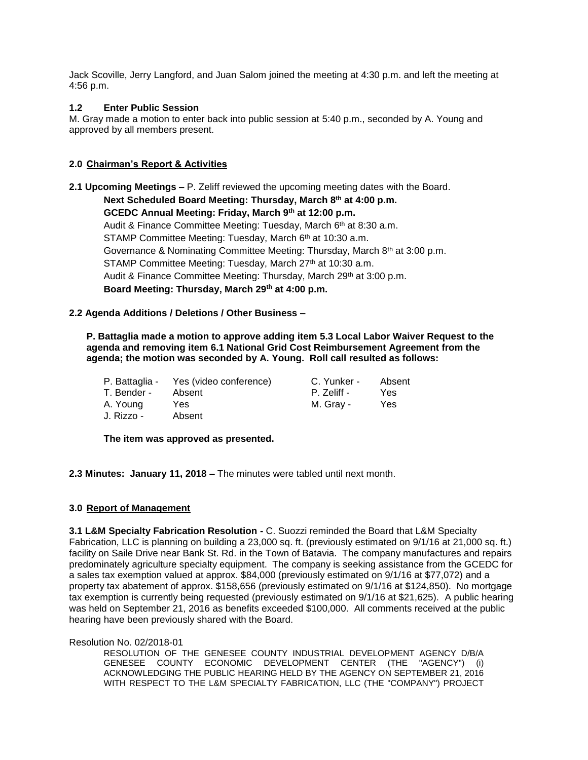Jack Scoville, Jerry Langford, and Juan Salom joined the meeting at 4:30 p.m. and left the meeting at 4:56 p.m.

**1.2 Enter Public Session**

M. Gray made a motion to enter back into public session at 5:40 p.m., seconded by A. Young and approved by all members present.

**2.0 Chairman's Report & Activities**

**2.1 Upcoming Meetings –** P. Zeliff reviewed the upcoming meeting dates with the Board.

**Next Scheduled Board Meeting: Thursday, March 8th at 4:00 p.m.**
**GCEDC Annual Meeting: Friday, March 9th at 12:00 p.m.**
Audit & Finance Committee Meeting: Tuesday, March 6th at 8:30 a.m.
STAMP Committee Meeting: Tuesday, March 6th at 10:30 a.m.
Governance & Nominating Committee Meeting: Thursday, March 8th at 3:00 p.m.
STAMP Committee Meeting: Tuesday, March 27th at 10:30 a.m.
Audit & Finance Committee Meeting: Thursday, March 29th at 3:00 p.m.
**Board Meeting: Thursday, March 29th at 4:00 p.m.**

**2.2 Agenda Additions / Deletions / Other Business –**

**P. Battaglia made a motion to approve adding item 5.3 Local Labor Waiver Request to the agenda and removing item 6.1 National Grid Cost Reimbursement Agreement from the agenda; the motion was seconded by A. Young. Roll call resulted as follows:**

| | | | |
|---|---|---|---|
| P. Battaglia - | Yes (video conference) | C. Yunker - | Absent |
| T. Bender - | Absent | P. Zeliff - | Yes |
| A. Young | Yes | M. Gray - | Yes |
| J. Rizzo - | Absent | | |

**The item was approved as presented.**

**2.3 Minutes: January 11, 2018 –** The minutes were tabled until next month.

**3.0 Report of Management**

**3.1 L&M Specialty Fabrication Resolution -** C. Suozzi reminded the Board that L&M Specialty Fabrication, LLC is planning on building a 23,000 sq. ft. (previously estimated on 9/1/16 at 21,000 sq. ft.) facility on Saile Drive near Bank St. Rd. in the Town of Batavia. The company manufactures and repairs predominately agriculture specialty equipment. The company is seeking assistance from the GCEDC for a sales tax exemption valued at approx. $84,000 (previously estimated on 9/1/16 at $77,072) and a property tax abatement of approx. $158,656 (previously estimated on 9/1/16 at $124,850). No mortgage tax exemption is currently being requested (previously estimated on 9/1/16 at $21,625). A public hearing was held on September 21, 2016 as benefits exceeded $100,000. All comments received at the public hearing have been previously shared with the Board.

Resolution No. 02/2018-01

RESOLUTION OF THE GENESEE COUNTY INDUSTRIAL DEVELOPMENT AGENCY D/B/A GENESEE COUNTY ECONOMIC DEVELOPMENT CENTER (THE "AGENCY") (i) ACKNOWLEDGING THE PUBLIC HEARING HELD BY THE AGENCY ON SEPTEMBER 21, 2016 WITH RESPECT TO THE L&M SPECIALTY FABRICATION, LLC (THE "COMPANY") PROJECT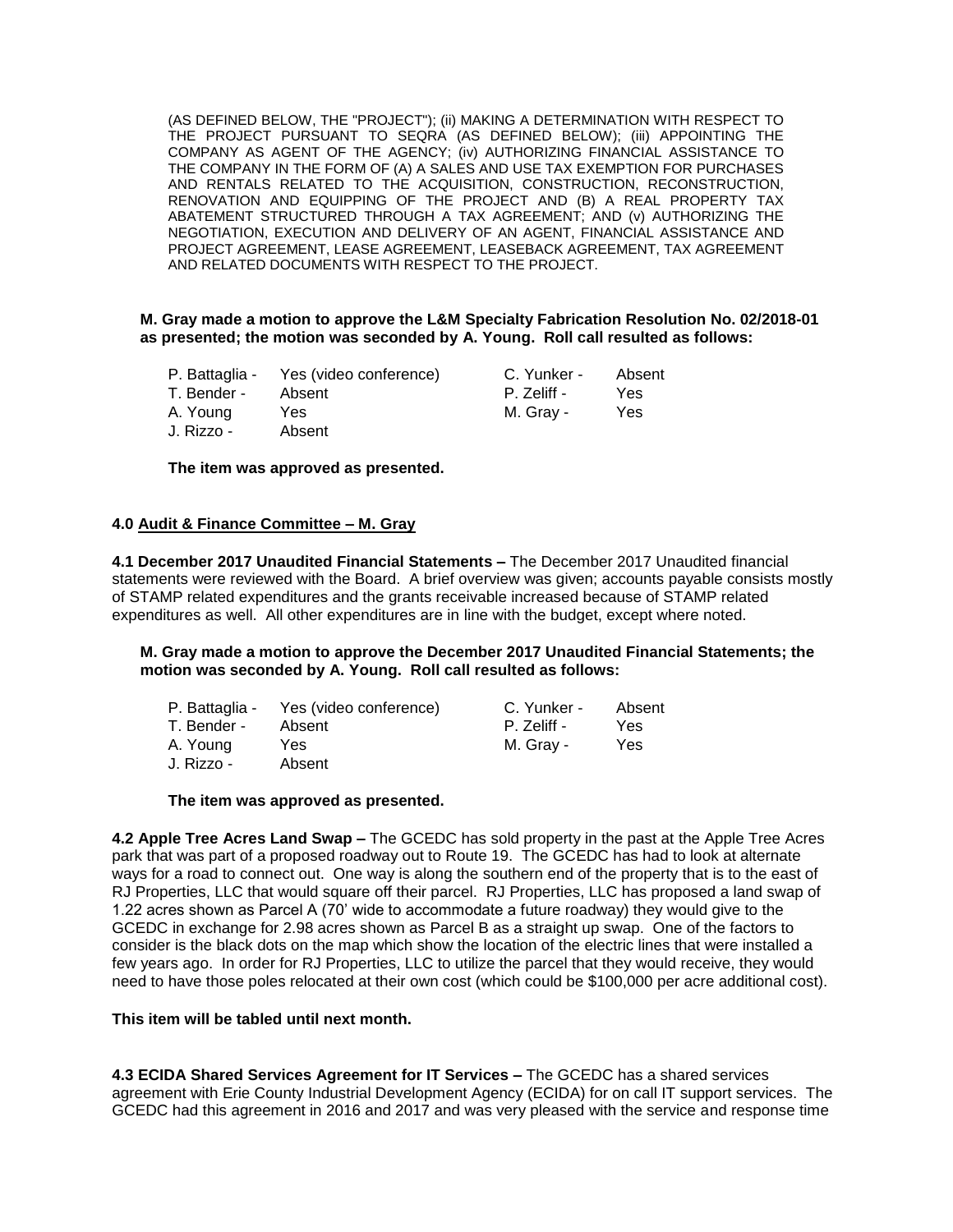(AS DEFINED BELOW, THE "PROJECT"); (ii) MAKING A DETERMINATION WITH RESPECT TO THE PROJECT PURSUANT TO SEQRA (AS DEFINED BELOW); (iii) APPOINTING THE COMPANY AS AGENT OF THE AGENCY; (iv) AUTHORIZING FINANCIAL ASSISTANCE TO THE COMPANY IN THE FORM OF (A) A SALES AND USE TAX EXEMPTION FOR PURCHASES AND RENTALS RELATED TO THE ACQUISITION, CONSTRUCTION, RECONSTRUCTION, RENOVATION AND EQUIPPING OF THE PROJECT AND (B) A REAL PROPERTY TAX ABATEMENT STRUCTURED THROUGH A TAX AGREEMENT; AND (v) AUTHORIZING THE NEGOTIATION, EXECUTION AND DELIVERY OF AN AGENT, FINANCIAL ASSISTANCE AND PROJECT AGREEMENT, LEASE AGREEMENT, LEASEBACK AGREEMENT, TAX AGREEMENT AND RELATED DOCUMENTS WITH RESPECT TO THE PROJECT.

**M. Gray made a motion to approve the L&M Specialty Fabrication Resolution No. 02/2018-01 as presented; the motion was seconded by A. Young. Roll call resulted as follows:**

| | | | |
|---|---|---|---|
| P. Battaglia - | Yes (video conference) | C. Yunker - | Absent |
| T. Bender - | Absent | P. Zeliff - | Yes |
| A. Young | Yes | M. Gray - | Yes |
| J. Rizzo - | Absent | | |

**The item was approved as presented.**

**4.0 Audit & Finance Committee – M. Gray**

**4.1 December 2017 Unaudited Financial Statements –** The December 2017 Unaudited financial statements were reviewed with the Board. A brief overview was given; accounts payable consists mostly of STAMP related expenditures and the grants receivable increased because of STAMP related expenditures as well. All other expenditures are in line with the budget, except where noted.

**M. Gray made a motion to approve the December 2017 Unaudited Financial Statements; the motion was seconded by A. Young. Roll call resulted as follows:**

| | | | |
|---|---|---|---|
| P. Battaglia - | Yes (video conference) | C. Yunker - | Absent |
| T. Bender - | Absent | P. Zeliff - | Yes |
| A. Young | Yes | M. Gray - | Yes |
| J. Rizzo - | Absent | | |

**The item was approved as presented.**

**4.2 Apple Tree Acres Land Swap –** The GCEDC has sold property in the past at the Apple Tree Acres park that was part of a proposed roadway out to Route 19. The GCEDC has had to look at alternate ways for a road to connect out. One way is along the southern end of the property that is to the east of RJ Properties, LLC that would square off their parcel. RJ Properties, LLC has proposed a land swap of 1.22 acres shown as Parcel A (70' wide to accommodate a future roadway) they would give to the GCEDC in exchange for 2.98 acres shown as Parcel B as a straight up swap. One of the factors to consider is the black dots on the map which show the location of the electric lines that were installed a few years ago. In order for RJ Properties, LLC to utilize the parcel that they would receive, they would need to have those poles relocated at their own cost (which could be $100,000 per acre additional cost).

**This item will be tabled until next month.**

**4.3 ECIDA Shared Services Agreement for IT Services –** The GCEDC has a shared services agreement with Erie County Industrial Development Agency (ECIDA) for on call IT support services. The GCEDC had this agreement in 2016 and 2017 and was very pleased with the service and response time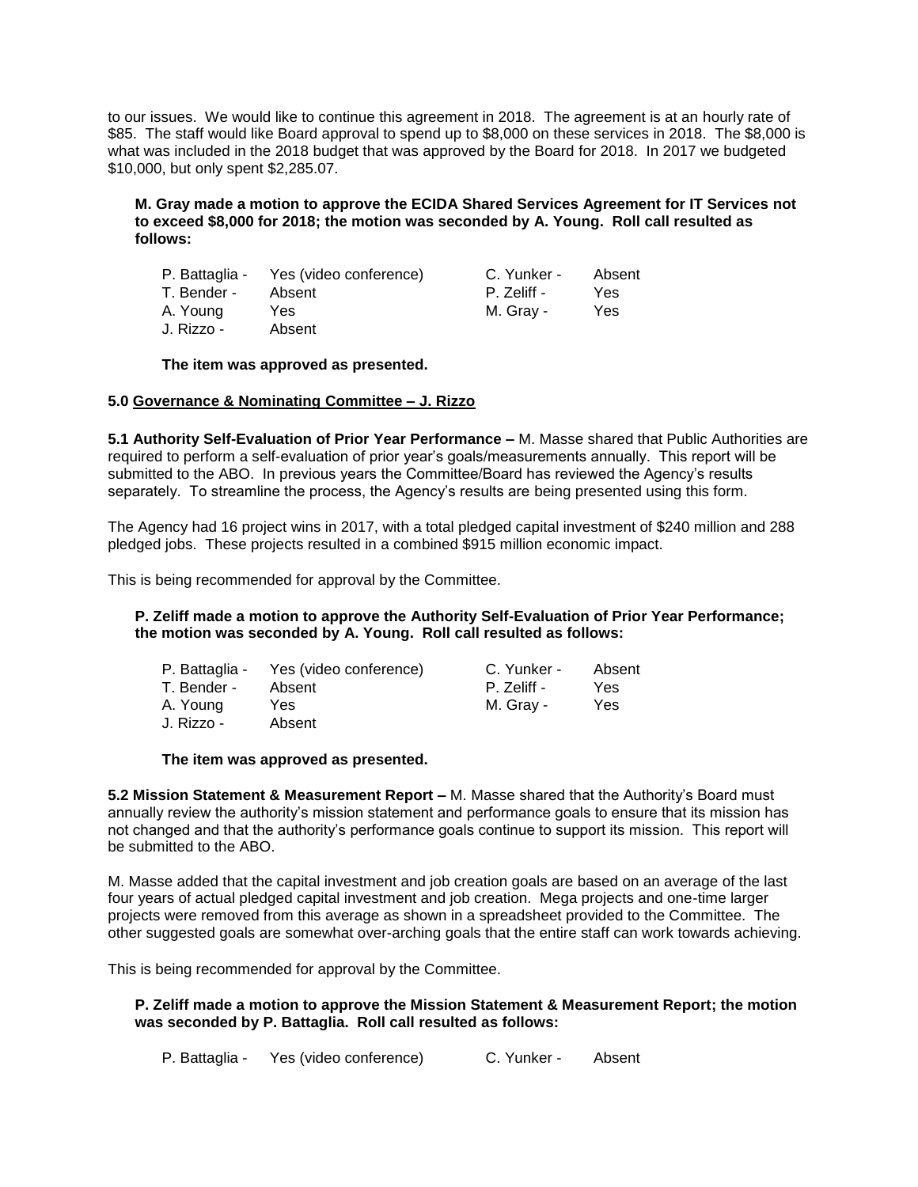to our issues. We would like to continue this agreement in 2018. The agreement is at an hourly rate of $85. The staff would like Board approval to spend up to $8,000 on these services in 2018. The $8,000 is what was included in the 2018 budget that was approved by the Board for 2018. In 2017 we budgeted $10,000, but only spent $2,285.07.

**M. Gray made a motion to approve the ECIDA Shared Services Agreement for IT Services not to exceed $8,000 for 2018; the motion was seconded by A. Young. Roll call resulted as follows:**

| | | | |
|---|---|---|---|
| P. Battaglia - | Yes (video conference) | C. Yunker - | Absent |
| T. Bender - | Absent | P. Zeliff - | Yes |
| A. Young | Yes | M. Gray - | Yes |
| J. Rizzo - | Absent | | |

**The item was approved as presented.**

**5.0 <u>Governance & Nominating Committee – J. Rizzo</u>**

**5.1 Authority Self-Evaluation of Prior Year Performance –** M. Masse shared that Public Authorities are required to perform a self-evaluation of prior year's goals/measurements annually. This report will be submitted to the ABO. In previous years the Committee/Board has reviewed the Agency's results separately. To streamline the process, the Agency's results are being presented using this form.

The Agency had 16 project wins in 2017, with a total pledged capital investment of $240 million and 288 pledged jobs. These projects resulted in a combined $915 million economic impact.

This is being recommended for approval by the Committee.

**P. Zeliff made a motion to approve the Authority Self-Evaluation of Prior Year Performance; the motion was seconded by A. Young. Roll call resulted as follows:**

| | | | |
|---|---|---|---|
| P. Battaglia - | Yes (video conference) | C. Yunker - | Absent |
| T. Bender - | Absent | P. Zeliff - | Yes |
| A. Young | Yes | M. Gray - | Yes |
| J. Rizzo - | Absent | | |

**The item was approved as presented.**

**5.2 Mission Statement & Measurement Report –** M. Masse shared that the Authority's Board must annually review the authority's mission statement and performance goals to ensure that its mission has not changed and that the authority's performance goals continue to support its mission. This report will be submitted to the ABO.

M. Masse added that the capital investment and job creation goals are based on an average of the last four years of actual pledged capital investment and job creation. Mega projects and one-time larger projects were removed from this average as shown in a spreadsheet provided to the Committee. The other suggested goals are somewhat over-arching goals that the entire staff can work towards achieving.

This is being recommended for approval by the Committee.

**P. Zeliff made a motion to approve the Mission Statement & Measurement Report; the motion was seconded by P. Battaglia. Roll call resulted as follows:**

| | | | |
|---|---|---|---|
| P. Battaglia - | Yes (video conference) | C. Yunker - | Absent |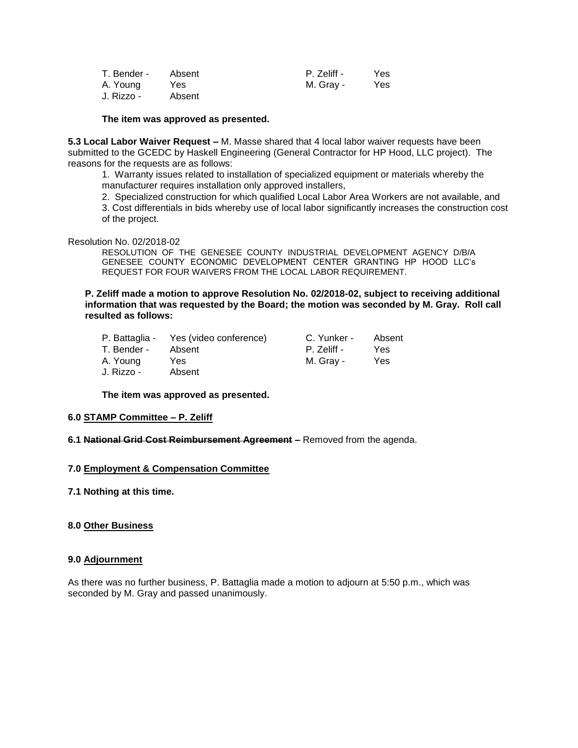| | | | |
|---|---|---|---|
| T. Bender - | Absent | P. Zeliff - | Yes |
| A. Young | Yes | M. Gray - | Yes |
| J. Rizzo - | Absent | | |

**The item was approved as presented.**

**5.3 Local Labor Waiver Request –** M. Masse shared that 4 local labor waiver requests have been submitted to the GCEDC by Haskell Engineering (General Contractor for HP Hood, LLC project). The reasons for the requests are as follows:

1. Warranty issues related to installation of specialized equipment or materials whereby the manufacturer requires installation only approved installers,
2. Specialized construction for which qualified Local Labor Area Workers are not available, and
3. Cost differentials in bids whereby use of local labor significantly increases the construction cost of the project.

Resolution No. 02/2018-02

RESOLUTION OF THE GENESEE COUNTY INDUSTRIAL DEVELOPMENT AGENCY D/B/A GENESEE COUNTY ECONOMIC DEVELOPMENT CENTER GRANTING HP HOOD LLC's REQUEST FOR FOUR WAIVERS FROM THE LOCAL LABOR REQUIREMENT.

**P. Zeliff made a motion to approve Resolution No. 02/2018-02, subject to receiving additional information that was requested by the Board; the motion was seconded by M. Gray. Roll call resulted as follows:**

| | | | |
|---|---|---|---|
| P. Battaglia - | Yes (video conference) | C. Yunker - | Absent |
| T. Bender - | Absent | P. Zeliff - | Yes |
| A. Young | Yes | M. Gray - | Yes |
| J. Rizzo - | Absent | | |

**The item was approved as presented.**

**6.0 STAMP Committee – P. Zeliff**

**6.1 ~~National Grid Cost Reimbursement Agreement~~ –** Removed from the agenda.

**7.0 Employment & Compensation Committee**

**7.1 Nothing at this time.**

**8.0 Other Business**

**9.0 Adjournment**

As there was no further business, P. Battaglia made a motion to adjourn at 5:50 p.m., which was seconded by M. Gray and passed unanimously.